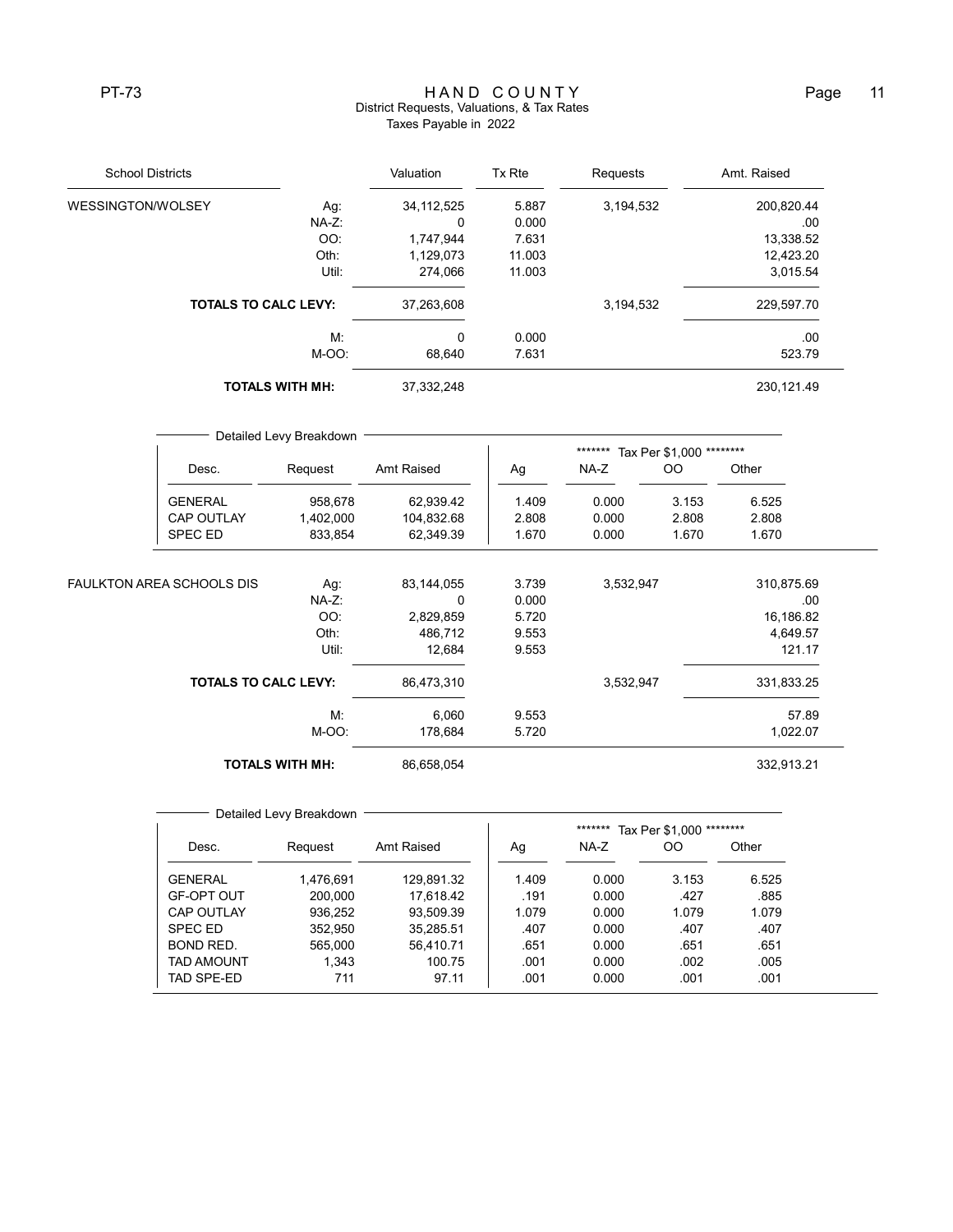# HAND COUNTY

## District Requests, Valuations, & Tax Rates

Taxes Payable in 2022

| School Districts | | Valuation | Tx Rte | Requests | Amt. Raised |
|---|---|---|---|---|---|
| WESSINGTON/WOLSEY | Ag: | 34,112,525 | 5.887 | 3,194,532 | 200,820.44 |
| | NA-Z: | 0 | 0.000 | | .00 |
| | OO: | 1,747,944 | 7.631 | | 13,338.52 |
| | Oth: | 1,129,073 | 11.003 | | 12,423.20 |
| | Util: | 274,066 | 11.003 | | 3,015.54 |
| | **TOTALS TO CALC LEVY:** | 37,263,608 | | 3,194,532 | 229,597.70 |
| | M: | 0 | 0.000 | | .00 |
| | M-OO: | 68,640 | 7.631 | | 523.79 |
| | **TOTALS WITH MH:** | 37,332,248 | | | 230,121.49 |

Detailed Levy Breakdown

| Desc. | Request | Amt Raised | Ag | NA-Z | OO | Other |
|---|---|---|---|---|---|---|
| | | | ******* Tax Per $1,000 ******** | | | |
| GENERAL | 958,678 | 62,939.42 | 1.409 | 0.000 | 3.153 | 6.525 |
| CAP OUTLAY | 1,402,000 | 104,832.68 | 2.808 | 0.000 | 2.808 | 2.808 |
| SPEC ED | 833,854 | 62,349.39 | 1.670 | 0.000 | 1.670 | 1.670 |

| School Districts | | Valuation | Tx Rte | Requests | Amt. Raised |
|---|---|---|---|---|---|
| FAULKTON AREA SCHOOLS DIS | Ag: | 83,144,055 | 3.739 | 3,532,947 | 310,875.69 |
| | NA-Z: | 0 | 0.000 | | .00 |
| | OO: | 2,829,859 | 5.720 | | 16,186.82 |
| | Oth: | 486,712 | 9.553 | | 4,649.57 |
| | Util: | 12,684 | 9.553 | | 121.17 |
| | **TOTALS TO CALC LEVY:** | 86,473,310 | | 3,532,947 | 331,833.25 |
| | M: | 6,060 | 9.553 | | 57.89 |
| | M-OO: | 178,684 | 5.720 | | 1,022.07 |
| | **TOTALS WITH MH:** | 86,658,054 | | | 332,913.21 |

Detailed Levy Breakdown

| Desc. | Request | Amt Raised | Ag | NA-Z | OO | Other |
|---|---|---|---|---|---|---|
| | | | ******* Tax Per $1,000 ******** | | | |
| GENERAL | 1,476,691 | 129,891.32 | 1.409 | 0.000 | 3.153 | 6.525 |
| GF-OPT OUT | 200,000 | 17,618.42 | .191 | 0.000 | .427 | .885 |
| CAP OUTLAY | 936,252 | 93,509.39 | 1.079 | 0.000 | 1.079 | 1.079 |
| SPEC ED | 352,950 | 35,285.51 | .407 | 0.000 | .407 | .407 |
| BOND RED. | 565,000 | 56,410.71 | .651 | 0.000 | .651 | .651 |
| TAD AMOUNT | 1,343 | 100.75 | .001 | 0.000 | .002 | .005 |
| TAD SPE-ED | 711 | 97.11 | .001 | 0.000 | .001 | .001 |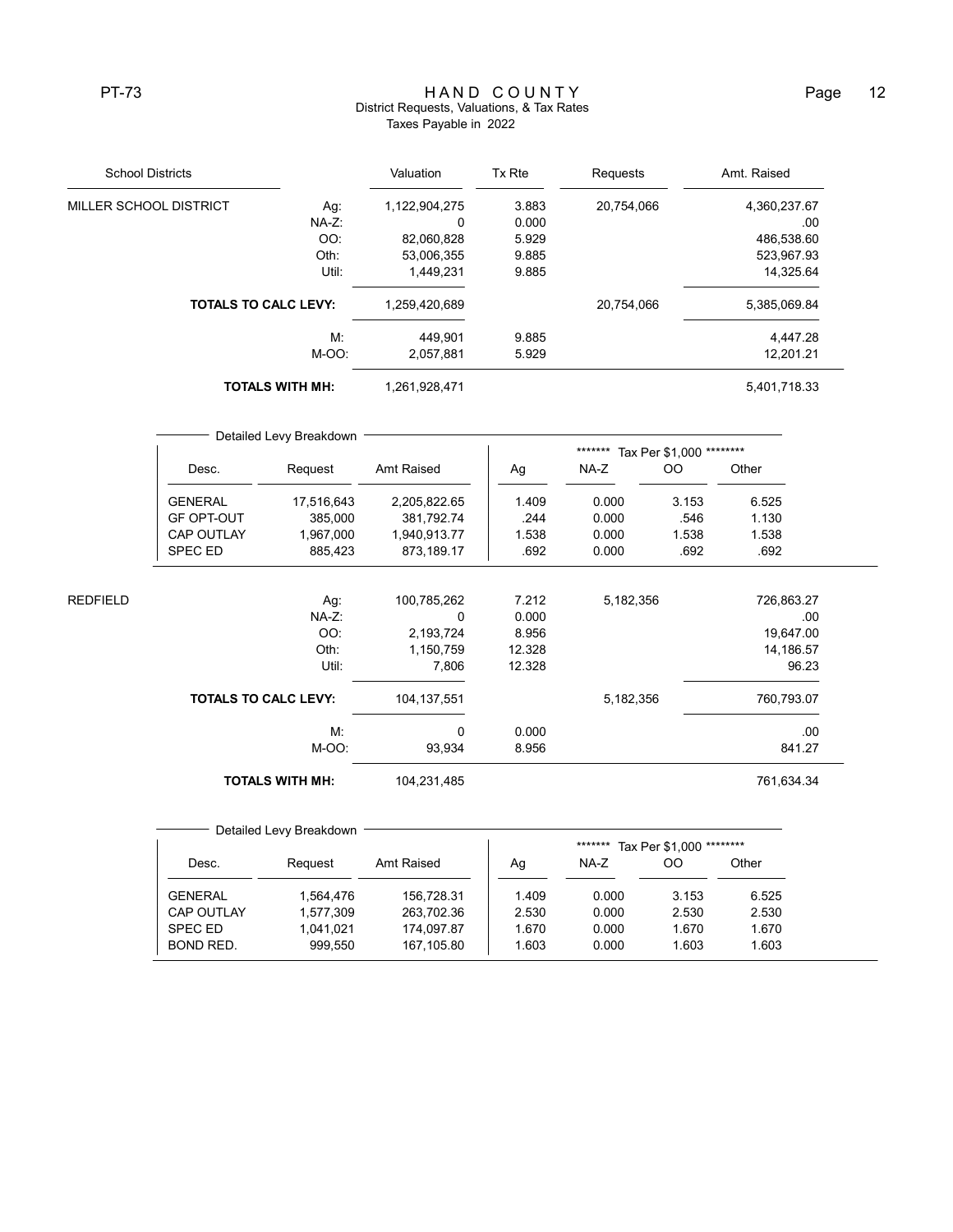# HAND COUNTY

District Requests, Valuations, & Tax Rates

Taxes Payable in 2022

| School Districts | | Valuation | Tx Rte | Requests | Amt. Raised |
|---|---|---|---|---|---|
| MILLER SCHOOL DISTRICT | Ag: | 1,122,904,275 | 3.883 | 20,754,066 | 4,360,237.67 |
| | NA-Z: | 0 | 0.000 | | .00 |
| | OO: | 82,060,828 | 5.929 | | 486,538.60 |
| | Oth: | 53,006,355 | 9.885 | | 523,967.93 |
| | Util: | 1,449,231 | 9.885 | | 14,325.64 |
| | **TOTALS TO CALC LEVY:** | 1,259,420,689 | | 20,754,066 | 5,385,069.84 |
| | M: | 449,901 | 9.885 | | 4,447.28 |
| | M-OO: | 2,057,881 | 5.929 | | 12,201.21 |
| | **TOTALS WITH MH:** | 1,261,928,471 | | | 5,401,718.33 |

Detailed Levy Breakdown

| Desc. | Request | Amt Raised | Ag | NA-Z | OO | Other |
|---|---|---|---|---|---|---|
| | | | ******* Tax Per $1,000 ******** | | | |
| GENERAL | 17,516,643 | 2,205,822.65 | 1.409 | 0.000 | 3.153 | 6.525 |
| GF OPT-OUT | 385,000 | 381,792.74 | .244 | 0.000 | .546 | 1.130 |
| CAP OUTLAY | 1,967,000 | 1,940,913.77 | 1.538 | 0.000 | 1.538 | 1.538 |
| SPEC ED | 885,423 | 873,189.17 | .692 | 0.000 | .692 | .692 |

| School Districts | | Valuation | Tx Rte | Requests | Amt. Raised |
|---|---|---|---|---|---|
| REDFIELD | Ag: | 100,785,262 | 7.212 | 5,182,356 | 726,863.27 |
| | NA-Z: | 0 | 0.000 | | .00 |
| | OO: | 2,193,724 | 8.956 | | 19,647.00 |
| | Oth: | 1,150,759 | 12.328 | | 14,186.57 |
| | Util: | 7,806 | 12.328 | | 96.23 |
| | **TOTALS TO CALC LEVY:** | 104,137,551 | | 5,182,356 | 760,793.07 |
| | M: | 0 | 0.000 | | .00 |
| | M-OO: | 93,934 | 8.956 | | 841.27 |
| | **TOTALS WITH MH:** | 104,231,485 | | | 761,634.34 |

Detailed Levy Breakdown

| Desc. | Request | Amt Raised | Ag | NA-Z | OO | Other |
|---|---|---|---|---|---|---|
| | | | ******* Tax Per $1,000 ******** | | | |
| GENERAL | 1,564,476 | 156,728.31 | 1.409 | 0.000 | 3.153 | 6.525 |
| CAP OUTLAY | 1,577,309 | 263,702.36 | 2.530 | 0.000 | 2.530 | 2.530 |
| SPEC ED | 1,041,021 | 174,097.87 | 1.670 | 0.000 | 1.670 | 1.670 |
| BOND RED. | 999,550 | 167,105.80 | 1.603 | 0.000 | 1.603 | 1.603 |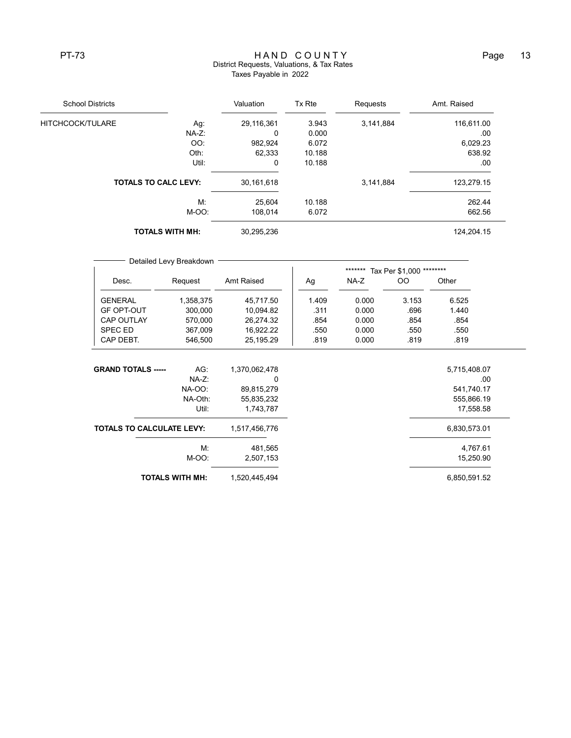# HAND COUNTY

District Requests, Valuations, & Tax Rates

Taxes Payable in 2022

| School Districts | | Valuation | Tx Rte | Requests | Amt. Raised |
|---|---|---|---|---|---|
| HITCHCOCK/TULARE | Ag: | 29,116,361 | 3.943 | 3,141,884 | 116,611.00 |
| | NA-Z: | 0 | 0.000 | | .00 |
| | OO: | 982,924 | 6.072 | | 6,029.23 |
| | Oth: | 62,333 | 10.188 | | 638.92 |
| | Util: | 0 | 10.188 | | .00 |
| **TOTALS TO CALC LEVY:** | | 30,161,618 | | 3,141,884 | 123,279.15 |
| | M: | 25,604 | 10.188 | | 262.44 |
| | M-OO: | 108,014 | 6.072 | | 662.56 |
| **TOTALS WITH MH:** | | 30,295,236 | | | 124,204.15 |

Detailed Levy Breakdown

| Desc. | Request | Amt Raised | Ag | NA-Z | OO | Other |
|---|---|---|---|---|---|---|
| | | | ******* Tax Per $1,000 ******** | | | |
| GENERAL | 1,358,375 | 45,717.50 | 1.409 | 0.000 | 3.153 | 6.525 |
| GF OPT-OUT | 300,000 | 10,094.82 | .311 | 0.000 | .696 | 1.440 |
| CAP OUTLAY | 570,000 | 26,274.32 | .854 | 0.000 | .854 | .854 |
| SPEC ED | 367,009 | 16,922.22 | .550 | 0.000 | .550 | .550 |
| CAP DEBT. | 546,500 | 25,195.29 | .819 | 0.000 | .819 | .819 |

| | | Valuation | Amt. Raised |
|---|---|---|---|
| **GRAND TOTALS -----** | AG: | 1,370,062,478 | 5,715,408.07 |
| | NA-Z: | 0 | .00 |
| | NA-OO: | 89,815,279 | 541,740.17 |
| | NA-Oth: | 55,835,232 | 555,866.19 |
| | Util: | 1,743,787 | 17,558.58 |
| **TOTALS TO CALCULATE LEVY:** | | 1,517,456,776 | 6,830,573.01 |
| | M: | 481,565 | 4,767.61 |
| | M-OO: | 2,507,153 | 15,250.90 |
| **TOTALS WITH MH:** | | 1,520,445,494 | 6,850,591.52 |